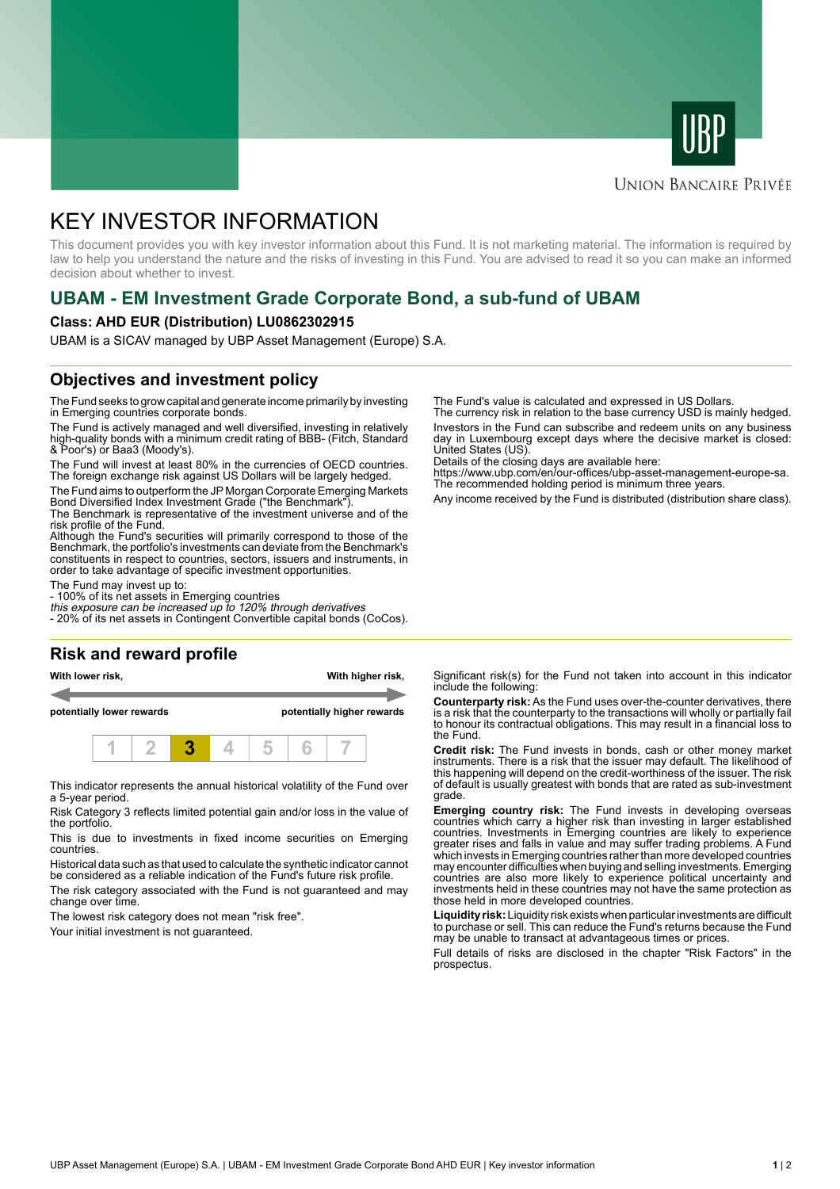Union Bancaire Privée

# KEY INVESTOR INFORMATION

This document provides you with key investor information about this Fund. It is not marketing material. The information is required by law to help you understand the nature and the risks of investing in this Fund. You are advised to read it so you can make an informed decision about whether to invest.

## UBAM - EM Investment Grade Corporate Bond, a sub-fund of UBAM

**Class: AHD EUR (Distribution) LU0862302915**

UBAM is a SICAV managed by UBP Asset Management (Europe) S.A.

## Objectives and investment policy

The Fund seeks to grow capital and generate income primarily by investing in Emerging countries corporate bonds.

The Fund is actively managed and well diversified, investing in relatively high-quality bonds with a minimum credit rating of BBB- (Fitch, Standard & Poor's) or Baa3 (Moody's).

The Fund will invest at least 80% in the currencies of OECD countries. The foreign exchange risk against US Dollars will be largely hedged.

The Fund aims to outperform the JP Morgan Corporate Emerging Markets Bond Diversified Index Investment Grade ("the Benchmark").
The Benchmark is representative of the investment universe and of the risk profile of the Fund.
Although the Fund's securities will primarily correspond to those of the Benchmark, the portfolio's investments can deviate from the Benchmark's constituents in respect to countries, sectors, issuers and instruments, in order to take advantage of specific investment opportunities.

The Fund may invest up to:
- 100% of its net assets in Emerging countries
*this exposure can be increased up to 120% through derivatives*
- 20% of its net assets in Contingent Convertible capital bonds (CoCos).

The Fund's value is calculated and expressed in US Dollars.
The currency risk in relation to the base currency USD is mainly hedged.

Investors in the Fund can subscribe and redeem units on any business day in Luxembourg except days where the decisive market is closed: United States (US).
Details of the closing days are available here:
https://www.ubp.com/en/our-offices/ubp-asset-management-europe-sa.
The recommended holding period is minimum three years.

Any income received by the Fund is distributed (distribution share class).

## Risk and reward profile

| With lower risk, potentially lower rewards | | | | | | With higher risk, potentially higher rewards |
|---|---|---|---|---|---|---|
| 1 | 2 | **3** | 4 | 5 | 6 | 7 |

This indicator represents the annual historical volatility of the Fund over a 5-year period.

Risk Category 3 reflects limited potential gain and/or loss in the value of the portfolio.

This is due to investments in fixed income securities on Emerging countries.

Historical data such as that used to calculate the synthetic indicator cannot be considered as a reliable indication of the Fund's future risk profile.

The risk category associated with the Fund is not guaranteed and may change over time.

The lowest risk category does not mean "risk free".

Your initial investment is not guaranteed.

Significant risk(s) for the Fund not taken into account in this indicator include the following:

**Counterparty risk:** As the Fund uses over-the-counter derivatives, there is a risk that the counterparty to the transactions will wholly or partially fail to honour its contractual obligations. This may result in a financial loss to the Fund.

**Credit risk:** The Fund invests in bonds, cash or other money market instruments. There is a risk that the issuer may default. The likelihood of this happening will depend on the credit-worthiness of the issuer. The risk of default is usually greatest with bonds that are rated as sub-investment grade.

**Emerging country risk:** The Fund invests in developing overseas countries which carry a higher risk than investing in larger established countries. Investments in Emerging countries are likely to experience greater rises and falls in value and may suffer trading problems. A Fund which invests in Emerging countries rather than more developed countries may encounter difficulties when buying and selling investments. Emerging countries are also more likely to experience political uncertainty and investments held in these countries may not have the same protection as those held in more developed countries.

**Liquidity risk:** Liquidity risk exists when particular investments are difficult to purchase or sell. This can reduce the Fund's returns because the Fund may be unable to transact at advantageous times or prices.

Full details of risks are disclosed in the chapter "Risk Factors" in the prospectus.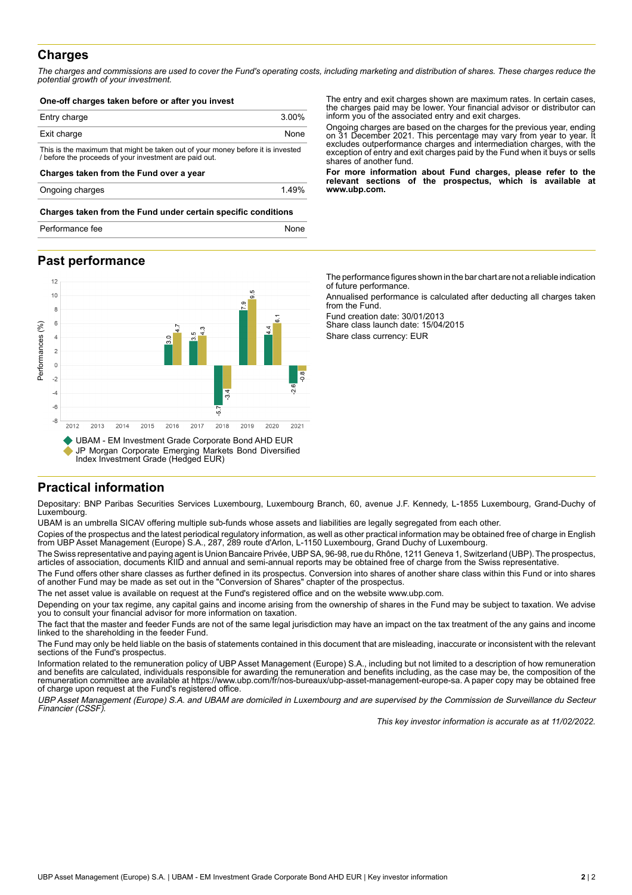## Charges

*The charges and commissions are used to cover the Fund's operating costs, including marketing and distribution of shares. These charges reduce the potential growth of your investment.*

| One-off charges taken before or after you invest | |
|---|---|
| Entry charge | 3.00% |
| Exit charge | None |

This is the maximum that might be taken out of your money before it is invested / before the proceeds of your investment are paid out.

| Charges taken from the Fund over a year | |
|---|---|
| Ongoing charges | 1.49% |

| Charges taken from the Fund under certain specific conditions | |
|---|---|
| Performance fee | None |

The entry and exit charges shown are maximum rates. In certain cases, the charges paid may be lower. Your financial advisor or distributor can inform you of the associated entry and exit charges.

Ongoing charges are based on the charges for the previous year, ending on 31 December 2021. This percentage may vary from year to year. It excludes outperformance charges and intermediation charges, with the exception of entry and exit charges paid by the Fund when it buys or sells shares of another fund.

**For more information about Fund charges, please refer to the relevant sections of the prospectus, which is available at www.ubp.com.**

## Past performance

Performances (%)

12
10
8
6
4
2
0
-2
-4
-6
-8

2012 2013 2014 2015 2016 2017 2018 2019 2020 2021

3.0 4.7 3.5 4.3 -5.7 -3.4 7.9 9.5 4.4 6.1 -2.6 -0.8

UBAM - EM Investment Grade Corporate Bond AHD EUR
JP Morgan Corporate Emerging Markets Bond Diversified Index Investment Grade (Hedged EUR)

The performance figures shown in the bar chart are not a reliable indication of future performance.

Annualised performance is calculated after deducting all charges taken from the Fund.

Fund creation date: 30/01/2013
Share class launch date: 15/04/2015
Share class currency: EUR

## Practical information

Depositary: BNP Paribas Securities Services Luxembourg, Luxembourg Branch, 60, avenue J.F. Kennedy, L-1855 Luxembourg, Grand-Duchy of Luxembourg.

UBAM is an umbrella SICAV offering multiple sub-funds whose assets and liabilities are legally segregated from each other.

Copies of the prospectus and the latest periodical regulatory information, as well as other practical information may be obtained free of charge in English from UBP Asset Management (Europe) S.A., 287, 289 route d'Arlon, L-1150 Luxembourg, Grand Duchy of Luxembourg.

The Swiss representative and paying agent is Union Bancaire Privée, UBP SA, 96-98, rue du Rhône, 1211 Geneva 1, Switzerland (UBP). The prospectus, articles of association, documents KIID and annual and semi-annual reports may be obtained free of charge from the Swiss representative.

The Fund offers other share classes as further defined in its prospectus. Conversion into shares of another share class within this Fund or into shares of another Fund may be made as set out in the "Conversion of Shares" chapter of the prospectus.

The net asset value is available on request at the Fund's registered office and on the website www.ubp.com.

Depending on your tax regime, any capital gains and income arising from the ownership of shares in the Fund may be subject to taxation. We advise you to consult your financial advisor for more information on taxation.

The fact that the master and feeder Funds are not of the same legal jurisdiction may have an impact on the tax treatment of the any gains and income linked to the shareholding in the feeder Fund.

The Fund may only be held liable on the basis of statements contained in this document that are misleading, inaccurate or inconsistent with the relevant sections of the Fund's prospectus.

Information related to the remuneration policy of UBP Asset Management (Europe) S.A., including but not limited to a description of how remuneration and benefits are calculated, individuals responsible for awarding the remuneration and benefits including, as the case may be, the composition of the remuneration committee are available at https://www.ubp.com/fr/nos-bureaux/ubp-asset-management-europe-sa. A paper copy may be obtained free of charge upon request at the Fund's registered office.

*UBP Asset Management (Europe) S.A. and UBAM are domiciled in Luxembourg and are supervised by the Commission de Surveillance du Secteur Financier (CSSF).*

*This key investor information is accurate as at 11/02/2022.*